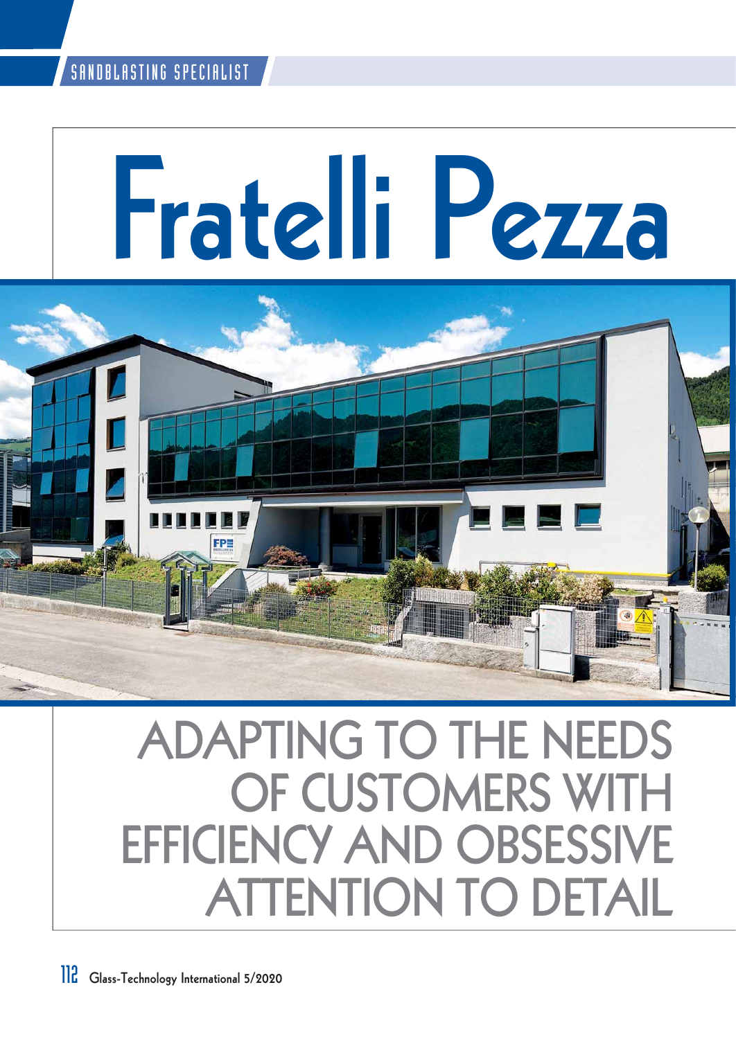# Fratelli Pezza

## ADAPTING TO THE NEEDS OF CUSTOMERS WITH EFFICIENCY AND OBSESSIVE ATTENTION TO DETAIL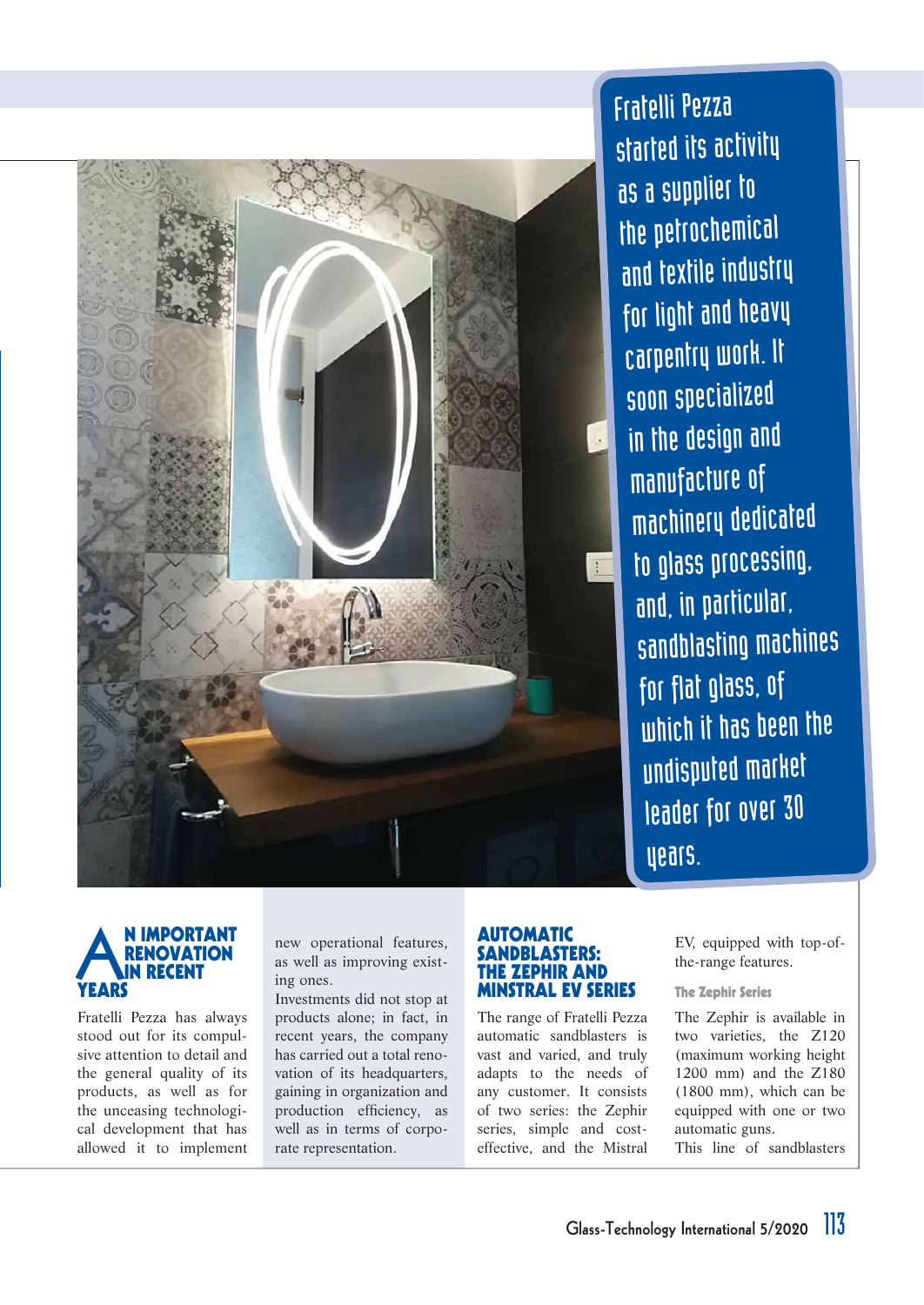Fratelli Pezza started its activity as a supplier to the petrochemical and textile industry for light and heavy carpentry work. It soon specialized in the design and manufacture of machinery dedicated to glass processing, and, in particular, sandblasting machines for flat glass, of which it has been the undisputed market leader for over 30 years.

## AN IMPORTANT RENOVATION IN RECENT YEARS

Fratelli Pezza has always stood out for its compulsive attention to detail and the general quality of its products, as well as for the unceasing technological development that has allowed it to implement new operational features, as well as improving existing ones.

Investments did not stop at products alone; in fact, in recent years, the company has carried out a total renovation of its headquarters, gaining in organization and production efficiency, as well as in terms of corporate representation.

## AUTOMATIC SANDBLASTERS: THE ZEPHIR AND MINSTRAL EV SERIES

The range of Fratelli Pezza automatic sandblasters is vast and varied, and truly adapts to the needs of any customer. It consists of two series: the Zephir series, simple and cost-effective, and the Mistral EV, equipped with top-of-the-range features.

### The Zephir Series

The Zephir is available in two varieties, the Z120 (maximum working height 1200 mm) and the Z180 (1800 mm), which can be equipped with one or two automatic guns.

This line of sandblasters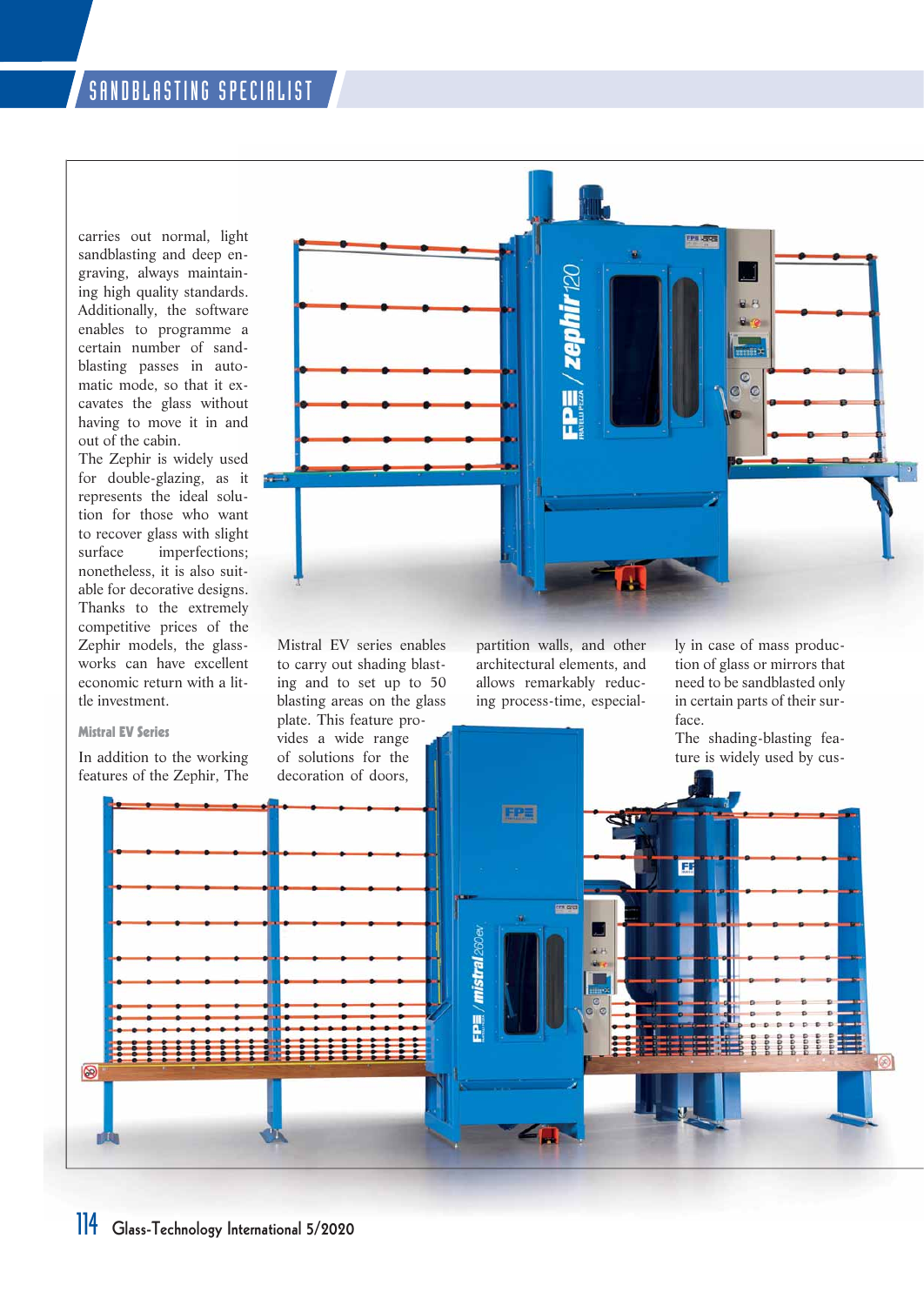carries out normal, light sandblasting and deep engraving, always maintaining high quality standards. Additionally, the software enables to programme a certain number of sandblasting passes in automatic mode, so that it excavates the glass without having to move it in and out of the cabin.

The Zephir is widely used for double-glazing, as it represents the ideal solution for those who want to recover glass with slight surface imperfections; nonetheless, it is also suitable for decorative designs. Thanks to the extremely competitive prices of the Zephir models, the glassworks can have excellent economic return with a little investment.

### Mistral EV Series

In addition to the working features of the Zephir, The Mistral EV series enables to carry out shading blasting and to set up to 50 blasting areas on the glass plate. This feature provides a wide range of solutions for the decoration of doors, partition walls, and other architectural elements, and allows remarkably reducing process-time, especially in case of mass production of glass or mirrors that need to be sandblasted only in certain parts of their surface.

The shading-blasting feature is widely used by cus-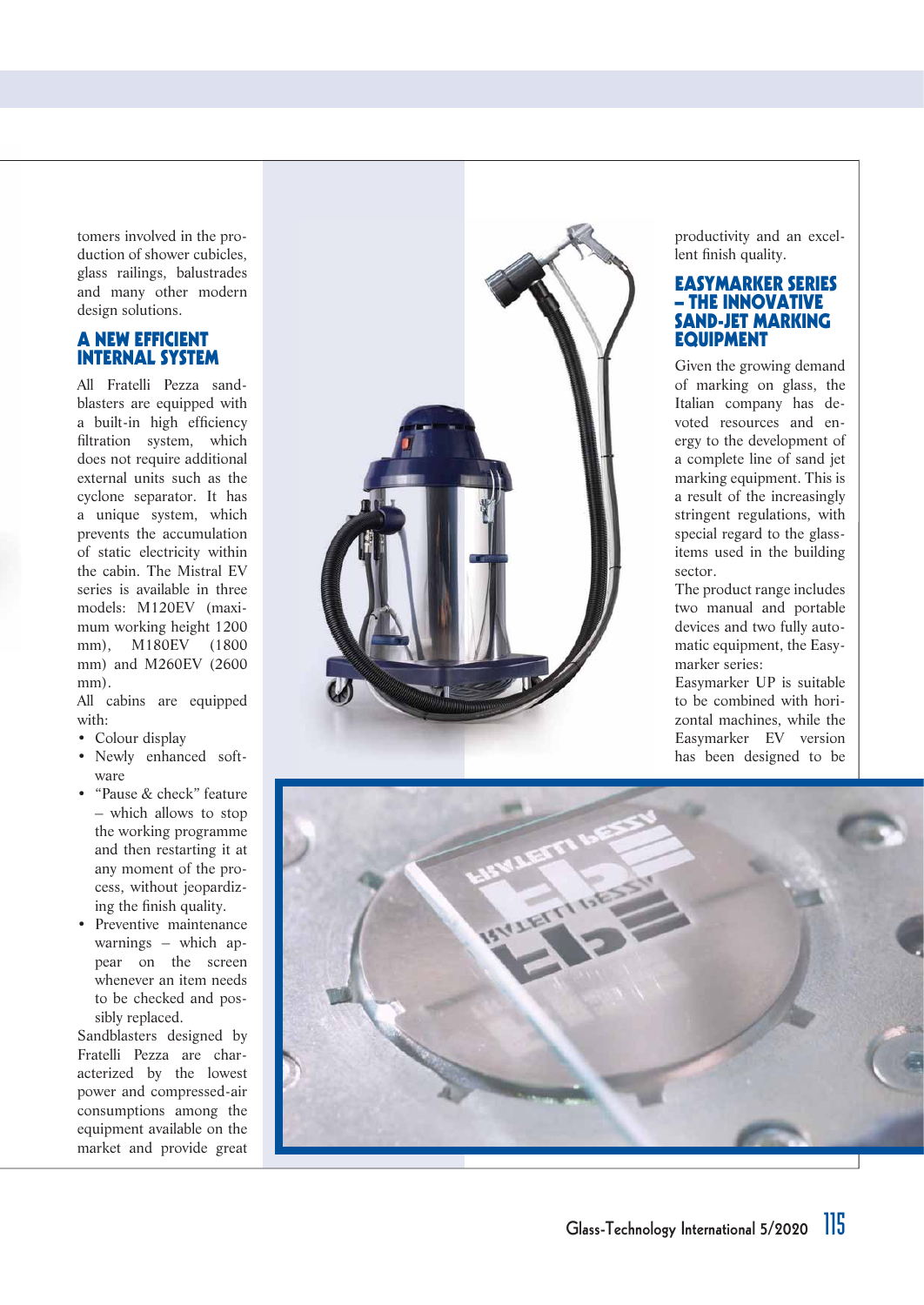tomers involved in the production of shower cubicles, glass railings, balustrades and many other modern design solutions.

## A NEW EFFICIENT INTERNAL SYSTEM

All Fratelli Pezza sandblasters are equipped with a built-in high efficiency filtration system, which does not require additional external units such as the cyclone separator. It has a unique system, which prevents the accumulation of static electricity within the cabin. The Mistral EV series is available in three models: M120EV (maximum working height 1200 mm), M180EV (1800 mm) and M260EV (2600 mm).

All cabins are equipped with:

- Colour display
- Newly enhanced software
- "Pause & check" feature – which allows to stop the working programme and then restarting it at any moment of the process, without jeopardizing the finish quality.
- Preventive maintenance warnings – which appear on the screen whenever an item needs to be checked and possibly replaced.

Sandblasters designed by Fratelli Pezza are characterized by the lowest power and compressed-air consumptions among the equipment available on the market and provide great productivity and an excellent finish quality.

## EASYMARKER SERIES – THE INNOVATIVE SAND-JET MARKING EQUIPMENT

Given the growing demand of marking on glass, the Italian company has devoted resources and energy to the development of a complete line of sand jet marking equipment. This is a result of the increasingly stringent regulations, with special regard to the glass-items used in the building sector.

The product range includes two manual and portable devices and two fully automatic equipment, the Easymarker series:

Easymarker UP is suitable to be combined with horizontal machines, while the Easymarker EV version has been designed to be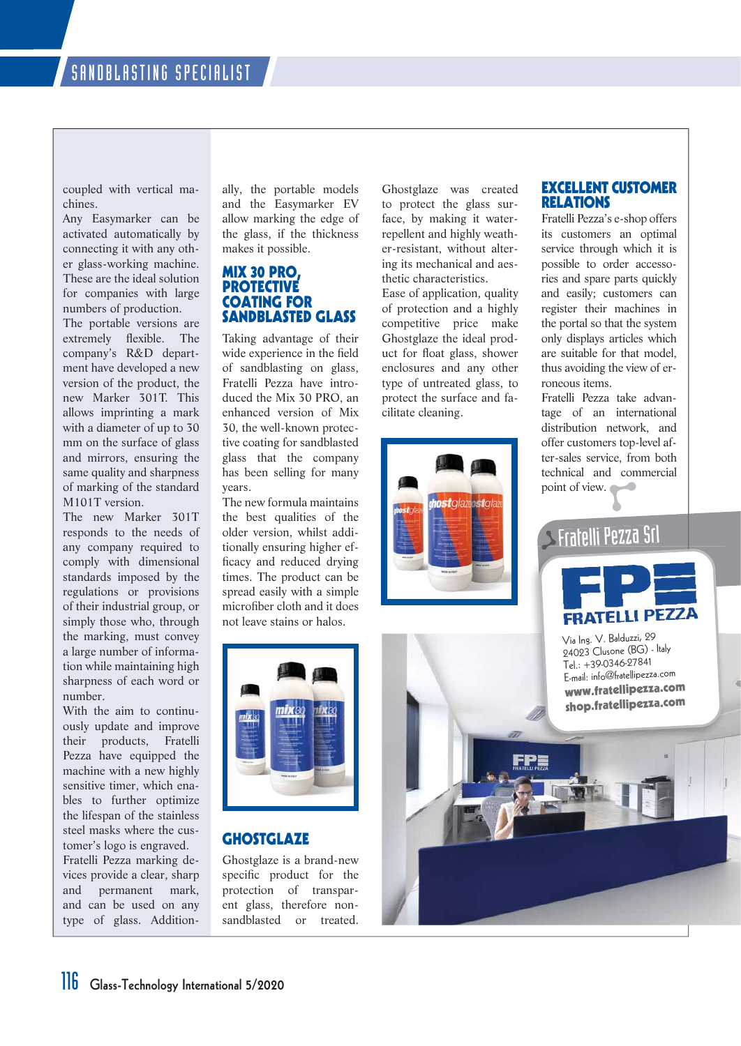coupled with vertical machines.

Any Easymarker can be activated automatically by connecting it with any other glass-working machine. These are the ideal solution for companies with large numbers of production.

The portable versions are extremely flexible. The company's R&D department have developed a new version of the product, the new Marker 301T. This allows imprinting a mark with a diameter of up to 30 mm on the surface of glass and mirrors, ensuring the same quality and sharpness of marking of the standard M101T version.

The new Marker 301T responds to the needs of any company required to comply with dimensional standards imposed by the regulations or provisions of their industrial group, or simply those who, through the marking, must convey a large number of information while maintaining high sharpness of each word or number.

With the aim to continuously update and improve their products, Fratelli Pezza have equipped the machine with a new highly sensitive timer, which enables to further optimize the lifespan of the stainless steel masks where the customer's logo is engraved.

Fratelli Pezza marking devices provide a clear, sharp and permanent mark, and can be used on any type of glass. Additionally, the portable models and the Easymarker EV allow marking the edge of the glass, if the thickness makes it possible.

## MIX 30 PRO, PROTECTIVE COATING FOR SANDBLASTED GLASS

Taking advantage of their wide experience in the field of sandblasting on glass, Fratelli Pezza have introduced the Mix 30 PRO, an enhanced version of Mix 30, the well-known protective coating for sandblasted glass that the company has been selling for many years.

The new formula maintains the best qualities of the older version, whilst additionally ensuring higher efficacy and reduced drying times. The product can be spread easily with a simple microfiber cloth and it does not leave stains or halos.

## GHOSTGLAZE

Ghostglaze is a brand-new specific product for the protection of transparent glass, therefore non-sandblasted or treated. Ghostglaze was created to protect the glass surface, by making it water-repellent and highly weather-resistant, without altering its mechanical and aesthetic characteristics.

Ease of application, quality of protection and a highly competitive price make Ghostglaze the ideal product for float glass, shower enclosures and any other type of untreated glass, to protect the surface and facilitate cleaning.

## EXCELLENT CUSTOMER RELATIONS

Fratelli Pezza's e-shop offers its customers an optimal service through which it is possible to order accessories and spare parts quickly and easily; customers can register their machines in the portal so that the system only displays articles which are suitable for that model, thus avoiding the view of erroneous items.

Fratelli Pezza take advantage of an international distribution network, and offer customers top-level after-sales service, from both technical and commercial point of view.

**Fratelli Pezza Srl**

FRATELLI PEZZA

Via Ing. V. Balduzzi, 29
24023 Clusone (BG) - Italy
Tel.: +39-0346-27841
E-mail: info@fratellipezza.com
www.fratellipezza.com
shop.fratellipezza.com